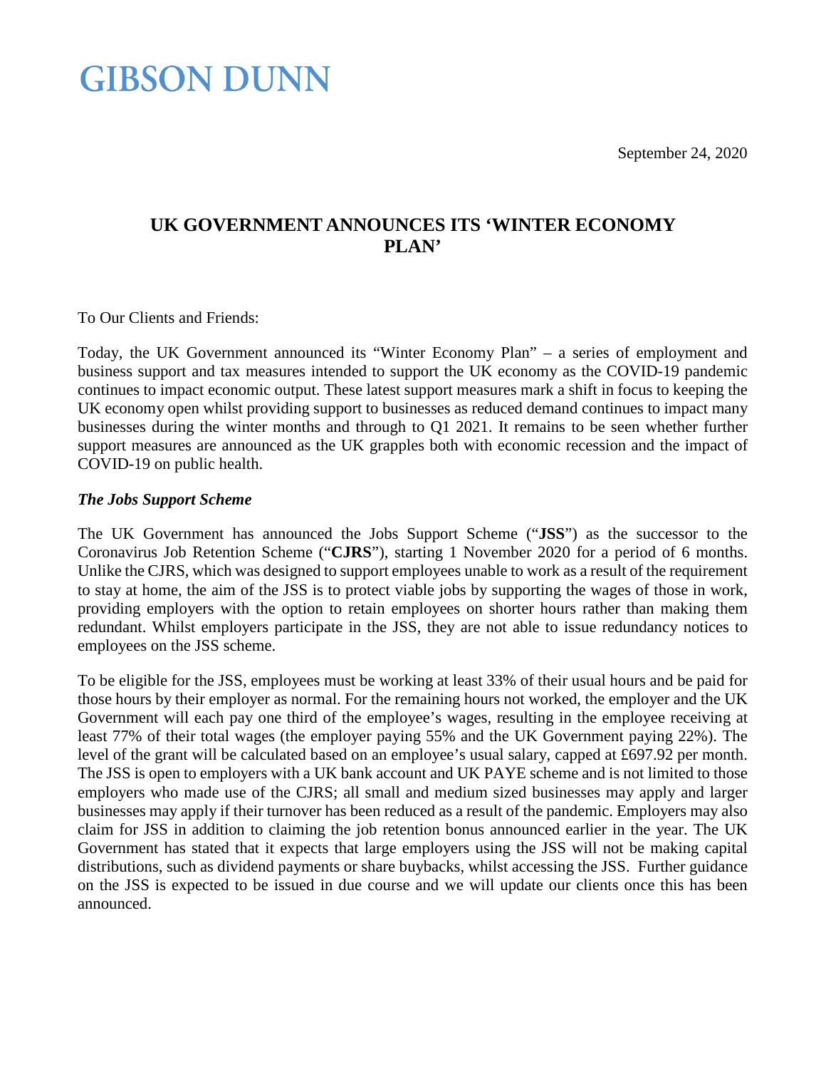GIBSON DUNN

September 24, 2020

# UK GOVERNMENT ANNOUNCES ITS 'WINTER ECONOMY PLAN'

To Our Clients and Friends:

Today, the UK Government announced its "Winter Economy Plan" – a series of employment and business support and tax measures intended to support the UK economy as the COVID-19 pandemic continues to impact economic output. These latest support measures mark a shift in focus to keeping the UK economy open whilst providing support to businesses as reduced demand continues to impact many businesses during the winter months and through to Q1 2021. It remains to be seen whether further support measures are announced as the UK grapples both with economic recession and the impact of COVID-19 on public health.

### *The Jobs Support Scheme*

The UK Government has announced the Jobs Support Scheme ("**JSS**") as the successor to the Coronavirus Job Retention Scheme ("**CJRS**"), starting 1 November 2020 for a period of 6 months. Unlike the CJRS, which was designed to support employees unable to work as a result of the requirement to stay at home, the aim of the JSS is to protect viable jobs by supporting the wages of those in work, providing employers with the option to retain employees on shorter hours rather than making them redundant. Whilst employers participate in the JSS, they are not able to issue redundancy notices to employees on the JSS scheme.

To be eligible for the JSS, employees must be working at least 33% of their usual hours and be paid for those hours by their employer as normal. For the remaining hours not worked, the employer and the UK Government will each pay one third of the employee's wages, resulting in the employee receiving at least 77% of their total wages (the employer paying 55% and the UK Government paying 22%). The level of the grant will be calculated based on an employee's usual salary, capped at £697.92 per month. The JSS is open to employers with a UK bank account and UK PAYE scheme and is not limited to those employers who made use of the CJRS; all small and medium sized businesses may apply and larger businesses may apply if their turnover has been reduced as a result of the pandemic. Employers may also claim for JSS in addition to claiming the job retention bonus announced earlier in the year. The UK Government has stated that it expects that large employers using the JSS will not be making capital distributions, such as dividend payments or share buybacks, whilst accessing the JSS. Further guidance on the JSS is expected to be issued in due course and we will update our clients once this has been announced.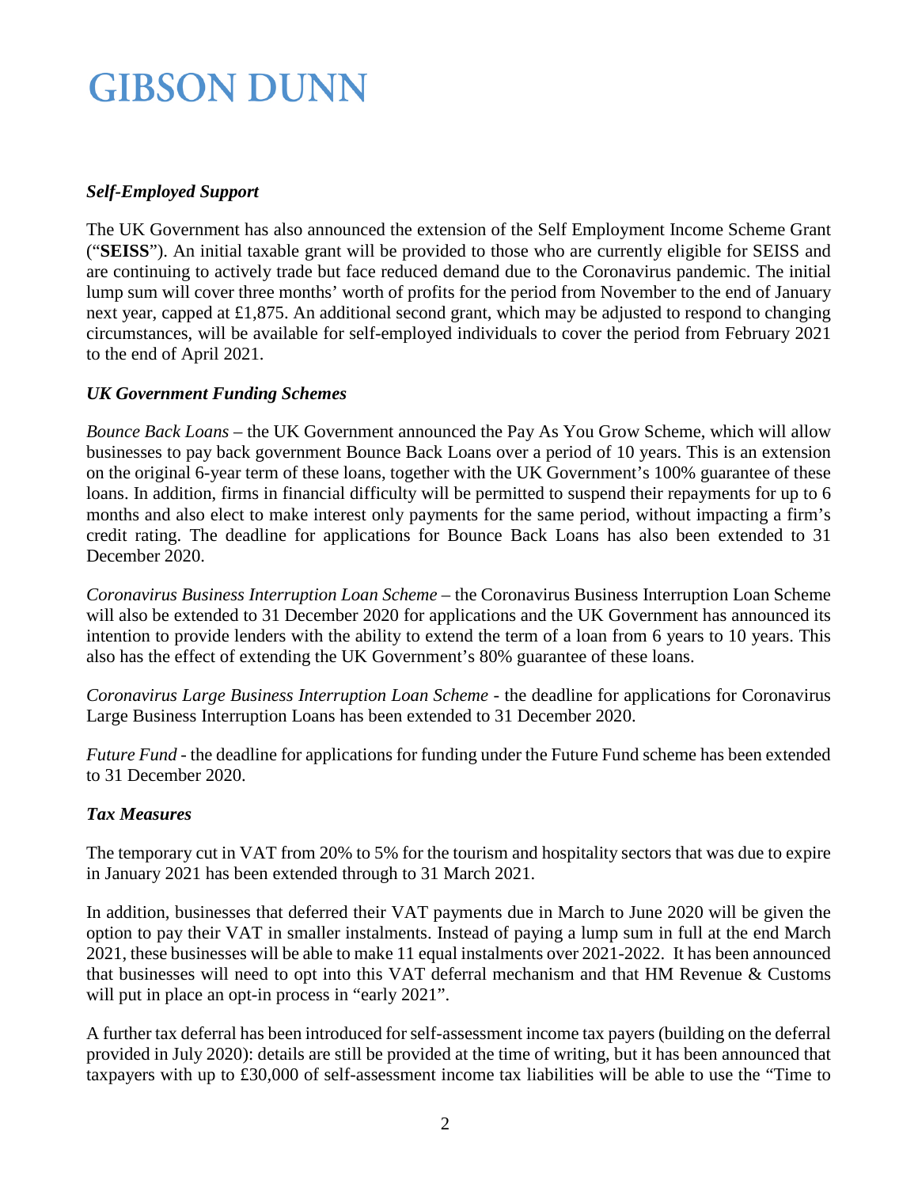### *Self-Employed Support*

The UK Government has also announced the extension of the Self Employment Income Scheme Grant ("**SEISS**"). An initial taxable grant will be provided to those who are currently eligible for SEISS and are continuing to actively trade but face reduced demand due to the Coronavirus pandemic. The initial lump sum will cover three months' worth of profits for the period from November to the end of January next year, capped at £1,875. An additional second grant, which may be adjusted to respond to changing circumstances, will be available for self-employed individuals to cover the period from February 2021 to the end of April 2021.

### *UK Government Funding Schemes*

*Bounce Back Loans* – the UK Government announced the Pay As You Grow Scheme, which will allow businesses to pay back government Bounce Back Loans over a period of 10 years. This is an extension on the original 6-year term of these loans, together with the UK Government's 100% guarantee of these loans. In addition, firms in financial difficulty will be permitted to suspend their repayments for up to 6 months and also elect to make interest only payments for the same period, without impacting a firm's credit rating. The deadline for applications for Bounce Back Loans has also been extended to 31 December 2020.

*Coronavirus Business Interruption Loan Scheme* – the Coronavirus Business Interruption Loan Scheme will also be extended to 31 December 2020 for applications and the UK Government has announced its intention to provide lenders with the ability to extend the term of a loan from 6 years to 10 years. This also has the effect of extending the UK Government's 80% guarantee of these loans.

*Coronavirus Large Business Interruption Loan Scheme* - the deadline for applications for Coronavirus Large Business Interruption Loans has been extended to 31 December 2020.

*Future Fund* - the deadline for applications for funding under the Future Fund scheme has been extended to 31 December 2020.

### *Tax Measures*

The temporary cut in VAT from 20% to 5% for the tourism and hospitality sectors that was due to expire in January 2021 has been extended through to 31 March 2021.

In addition, businesses that deferred their VAT payments due in March to June 2020 will be given the option to pay their VAT in smaller instalments. Instead of paying a lump sum in full at the end March 2021, these businesses will be able to make 11 equal instalments over 2021-2022. It has been announced that businesses will need to opt into this VAT deferral mechanism and that HM Revenue & Customs will put in place an opt-in process in "early 2021".

A further tax deferral has been introduced for self-assessment income tax payers (building on the deferral provided in July 2020): details are still be provided at the time of writing, but it has been announced that taxpayers with up to £30,000 of self-assessment income tax liabilities will be able to use the "Time to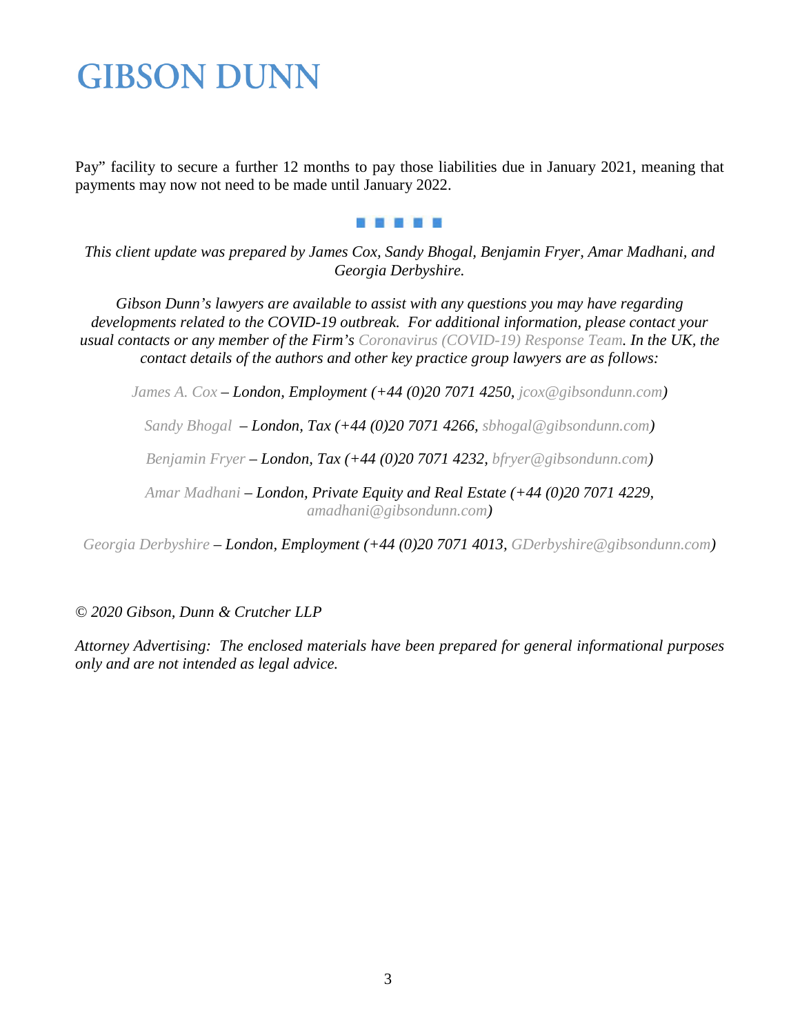Pay" facility to secure a further 12 months to pay those liabilities due in January 2021, meaning that payments may now not need to be made until January 2022.

■ ■ ■ ■ ■

*This client update was prepared by James Cox, Sandy Bhogal, Benjamin Fryer, Amar Madhani, and Georgia Derbyshire.*

*Gibson Dunn's lawyers are available to assist with any questions you may have regarding developments related to the COVID-19 outbreak. For additional information, please contact your usual contacts or any member of the Firm's Coronavirus (COVID-19) Response Team. In the UK, the contact details of the authors and other key practice group lawyers are as follows:*

*James A. Cox – London, Employment (+44 (0)20 7071 4250, jcox@gibsondunn.com)*

*Sandy Bhogal – London, Tax (+44 (0)20 7071 4266, sbhogal@gibsondunn.com)*

*Benjamin Fryer – London, Tax (+44 (0)20 7071 4232, bfryer@gibsondunn.com)*

*Amar Madhani – London, Private Equity and Real Estate (+44 (0)20 7071 4229, amadhani@gibsondunn.com)*

*Georgia Derbyshire – London, Employment (+44 (0)20 7071 4013, GDerbyshire@gibsondunn.com)*

*© 2020 Gibson, Dunn & Crutcher LLP*

*Attorney Advertising: The enclosed materials have been prepared for general informational purposes only and are not intended as legal advice.*